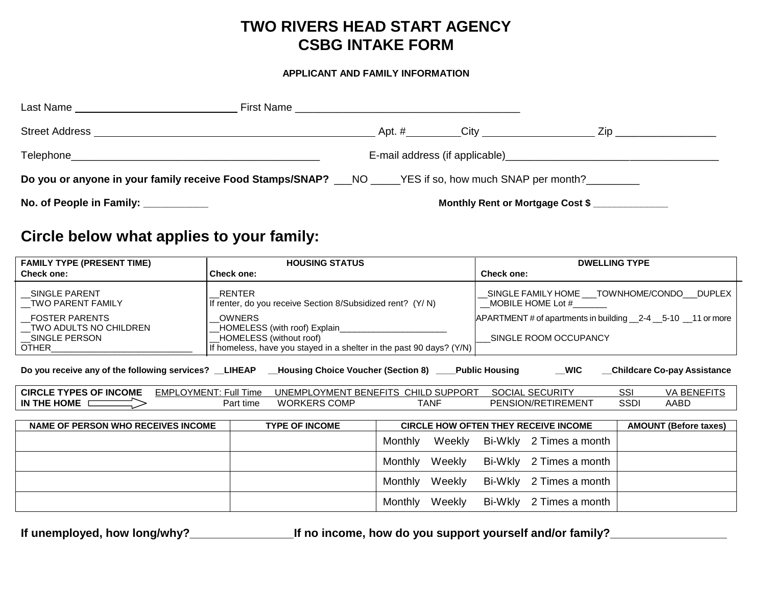# TWO RIVERS HEAD START AGENCY
# CSBG INTAKE FORM

**APPLICANT AND FAMILY INFORMATION**

Last Name ____________________________ First Name ______________________________________

Street Address ________________________________________________ Apt. #_________City ___________________ Zip _________________

Telephone__________________________________________ E-mail address (if applicable)_____________________________________

**Do you or anyone in your family receive Food Stamps/SNAP?** ___NO _____YES if so, how much SNAP per month?_________

**No. of People in Family:** ___________ **Monthly Rent or Mortgage Cost $** _____________

## Circle below what applies to your family:

| **FAMILY TYPE (PRESENT TIME)**<br>**Check one:** | **HOUSING STATUS**<br>**Check one:** | **DWELLING TYPE**<br>**Check one:** |
|---|---|---|
| __SINGLE PARENT<br>__TWO PARENT FAMILY | __RENTER<br>If renter, do you receive Section 8/Subsidized rent? (Y/ N) | __SINGLE FAMILY HOME ___TOWNHOME/CONDO___DUPLEX<br>__MOBILE HOME Lot #_______ |
| __FOSTER PARENTS<br>__TWO ADULTS NO CHILDREN<br>__SINGLE PERSON<br>OTHER_____________________________ | __OWNERS<br>__HOMELESS (with roof) Explain______________________<br>__HOMELESS (without roof)<br>If homeless, have you stayed in a shelter in the past 90 days? (Y/N) | APARTMENT # of apartments in building __2-4 __5-10 __11 or more<br><br>___SINGLE ROOM OCCUPANCY |

**Do you receive any of the following services?** **__LIHEAP** **__Housing Choice Voucher (Section 8)** **____Public Housing** **__WIC** **__Childcare Co-pay Assistance**

| **CIRCLE TYPES OF INCOME IN THE HOME** ⇨ | EMPLOYMENT: Full Time<br>Part time | UNEMPLOYMENT BENEFITS<br>WORKERS COMP | CHILD SUPPORT<br>TANF | SOCIAL SECURITY<br>PENSION/RETIREMENT | SSI<br>SSDI | VA BENEFITS<br>AABD |
|---|---|---|---|---|---|---|

| NAME OF PERSON WHO RECEIVES INCOME | TYPE OF INCOME | CIRCLE HOW OFTEN THEY RECEIVE INCOME | AMOUNT (Before taxes) |
|---|---|---|---|
| | | Monthly Weekly Bi-Wkly 2 Times a month | |
| | | Monthly Weekly Bi-Wkly 2 Times a month | |
| | | Monthly Weekly Bi-Wkly 2 Times a month | |
| | | Monthly Weekly Bi-Wkly 2 Times a month | |

**If unemployed, how long/why?**________________**If no income, how do you support yourself and/or family?**__________________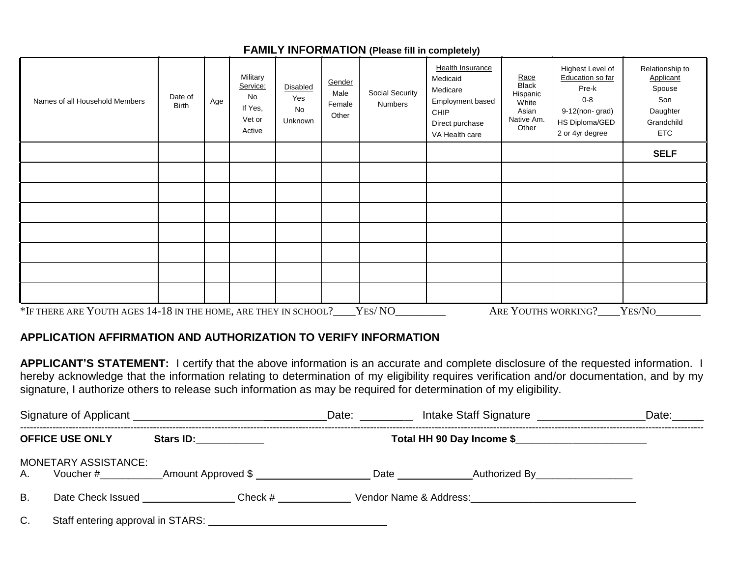## FAMILY INFORMATION (Please fill in completely)

| Names of all Household Members | Date of Birth | Age | Military Service: No If Yes, Vet or Active | Disabled Yes No Unknown | Gender Male Female Other | Social Security Numbers | Health Insurance Medicaid Medicare Employment based CHIP Direct purchase VA Health care | Race Black Hispanic White Asian Native Am. Other | Highest Level of Education so far Pre-k 0-8 9-12(non- grad) HS Diploma/GED 2 or 4yr degree | Relationship to Applicant Spouse Son Daughter Grandchild ETC |
|---|---|---|---|---|---|---|---|---|---|---|
| | | | | | | | | | | **SELF** |
| | | | | | | | | | | |
| | | | | | | | | | | |
| | | | | | | | | | | |
| | | | | | | | | | | |
| | | | | | | | | | | |
| | | | | | | | | | | |
| | | | | | | | | | | |

*If there are Youth ages 14-18 in the home, are they in school?____Yes/ NO_________ Are Youths working?____Yes/No________

### APPLICATION AFFIRMATION AND AUTHORIZATION TO VERIFY INFORMATION

**APPLICANT'S STATEMENT:** I certify that the above information is an accurate and complete disclosure of the requested information. I hereby acknowledge that the information relating to determination of my eligibility requires verification and/or documentation, and by my signature, I authorize others to release such information as may be required for determination of my eligibility.

Signature of Applicant ________________________________ Date: __________ Intake Staff Signature __________________ Date:_____

---

**OFFICE USE ONLY** **Stars ID:**____________ **Total HH 90 Day Income $**________________________

MONETARY ASSISTANCE:

A. Voucher #___________Amount Approved $ ____________________ Date _____________ Authorized By_________________

B. Date Check Issued ________________ Check # ____________ Vendor Name & Address:_____________________________

C. Staff entering approval in STARS: _______________________________